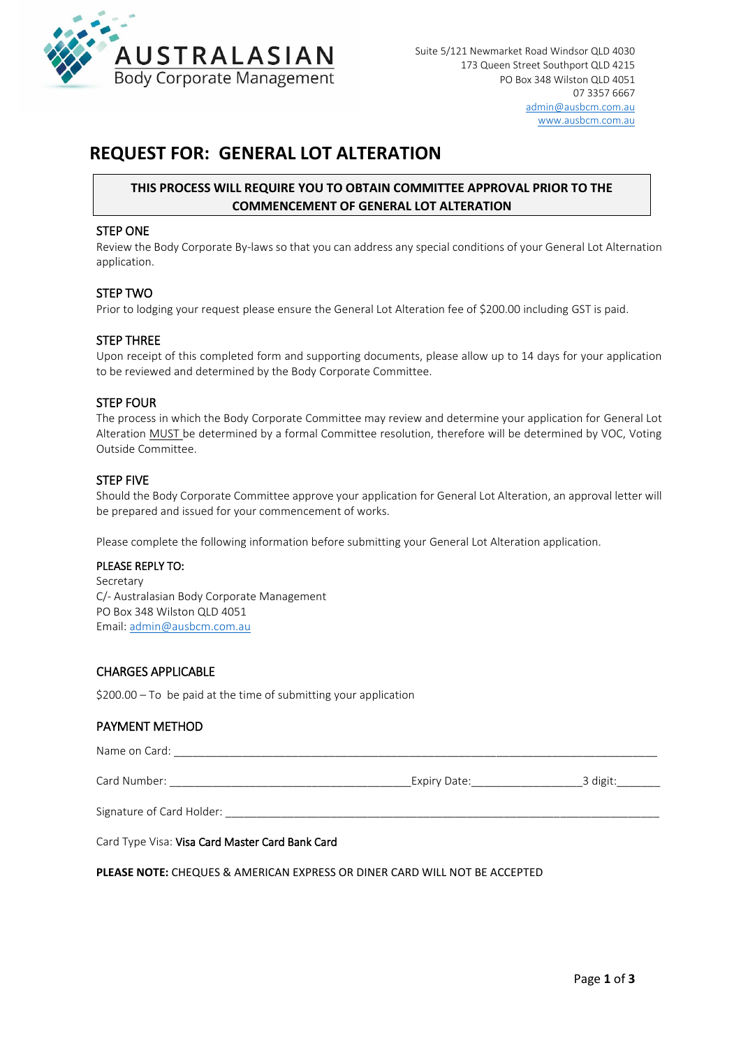AUSTRALASIAN
Body Corporate Management

Suite 5/121 Newmarket Road Windsor QLD 4030
173 Queen Street Southport QLD 4215
PO Box 348 Wilston QLD 4051
07 3357 6667
admin@ausbcm.com.au
www.ausbcm.com.au

# REQUEST FOR: GENERAL LOT ALTERATION

**THIS PROCESS WILL REQUIRE YOU TO OBTAIN COMMITTEE APPROVAL PRIOR TO THE COMMENCEMENT OF GENERAL LOT ALTERATION**

### STEP ONE

Review the Body Corporate By-laws so that you can address any special conditions of your General Lot Alternation application.

### STEP TWO

Prior to lodging your request please ensure the General Lot Alteration fee of $200.00 including GST is paid.

### STEP THREE

Upon receipt of this completed form and supporting documents, please allow up to 14 days for your application to be reviewed and determined by the Body Corporate Committee.

### STEP FOUR

The process in which the Body Corporate Committee may review and determine your application for General Lot Alteration MUST be determined by a formal Committee resolution, therefore will be determined by VOC, Voting Outside Committee.

### STEP FIVE

Should the Body Corporate Committee approve your application for General Lot Alteration, an approval letter will be prepared and issued for your commencement of works.

Please complete the following information before submitting your General Lot Alteration application.

### PLEASE REPLY TO:

Secretary
C/- Australasian Body Corporate Management
PO Box 348 Wilston QLD 4051
Email: admin@ausbcm.com.au

### CHARGES APPLICABLE

$200.00 – To be paid at the time of submitting your application

### PAYMENT METHOD

Name on Card: ______________________________________________________________________________

Card Number: ______________________________________Expiry Date:_________________3 digit:_______

Signature of Card Holder: _____________________________________________________________________

Card Type Visa: Visa Card Master Card Bank Card

**PLEASE NOTE:** CHEQUES & AMERICAN EXPRESS OR DINER CARD WILL NOT BE ACCEPTED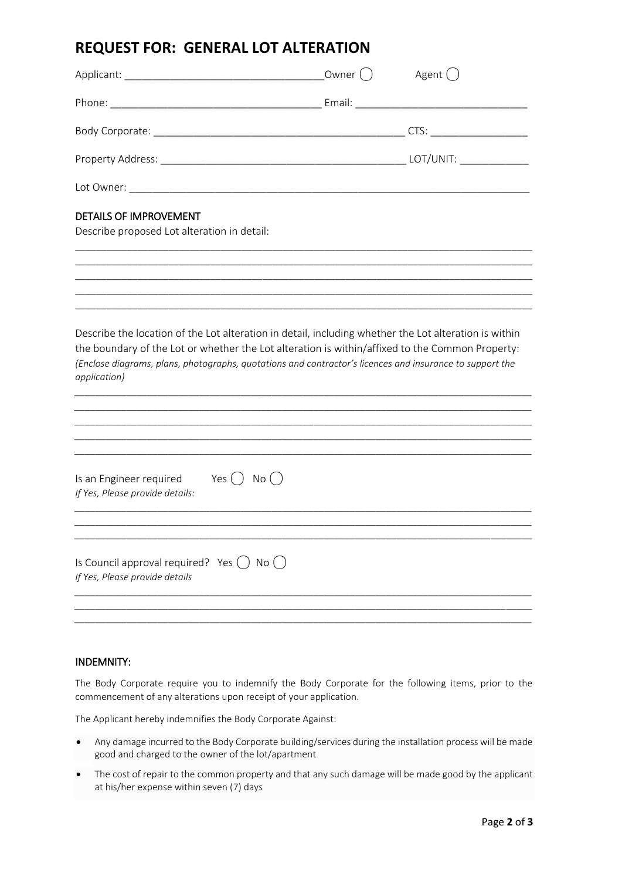# REQUEST FOR: GENERAL LOT ALTERATION

Applicant: ___________________________________Owner ◯ Agent ◯

Phone: _____________________________________ Email: _____________________________

Body Corporate: ___________________________________________ CTS: _________________

Property Address: ___________________________________________ LOT/UNIT: ____________

Lot Owner: ________________________________________________________________________

## DETAILS OF IMPROVEMENT

Describe proposed Lot alteration in detail:

________________________________________________________________________________
________________________________________________________________________________
________________________________________________________________________________
________________________________________________________________________________
________________________________________________________________________________

Describe the location of the Lot alteration in detail, including whether the Lot alteration is within the boundary of the Lot or whether the Lot alteration is within/affixed to the Common Property:
*(Enclose diagrams, plans, photographs, quotations and contractor's licences and insurance to support the application)*

________________________________________________________________________________
________________________________________________________________________________
________________________________________________________________________________
________________________________________________________________________________
________________________________________________________________________________

Is an Engineer required Yes ◯ No ◯
*If Yes, Please provide details:*

________________________________________________________________________________
________________________________________________________________________________
________________________________________________________________________________

Is Council approval required? Yes ◯ No ◯
*If Yes, Please provide details*

________________________________________________________________________________
________________________________________________________________________________
________________________________________________________________________________

## INDEMNITY:

The Body Corporate require you to indemnify the Body Corporate for the following items, prior to the commencement of any alterations upon receipt of your application.

The Applicant hereby indemnifies the Body Corporate Against:

- Any damage incurred to the Body Corporate building/services during the installation process will be made good and charged to the owner of the lot/apartment
- The cost of repair to the common property and that any such damage will be made good by the applicant at his/her expense within seven (7) days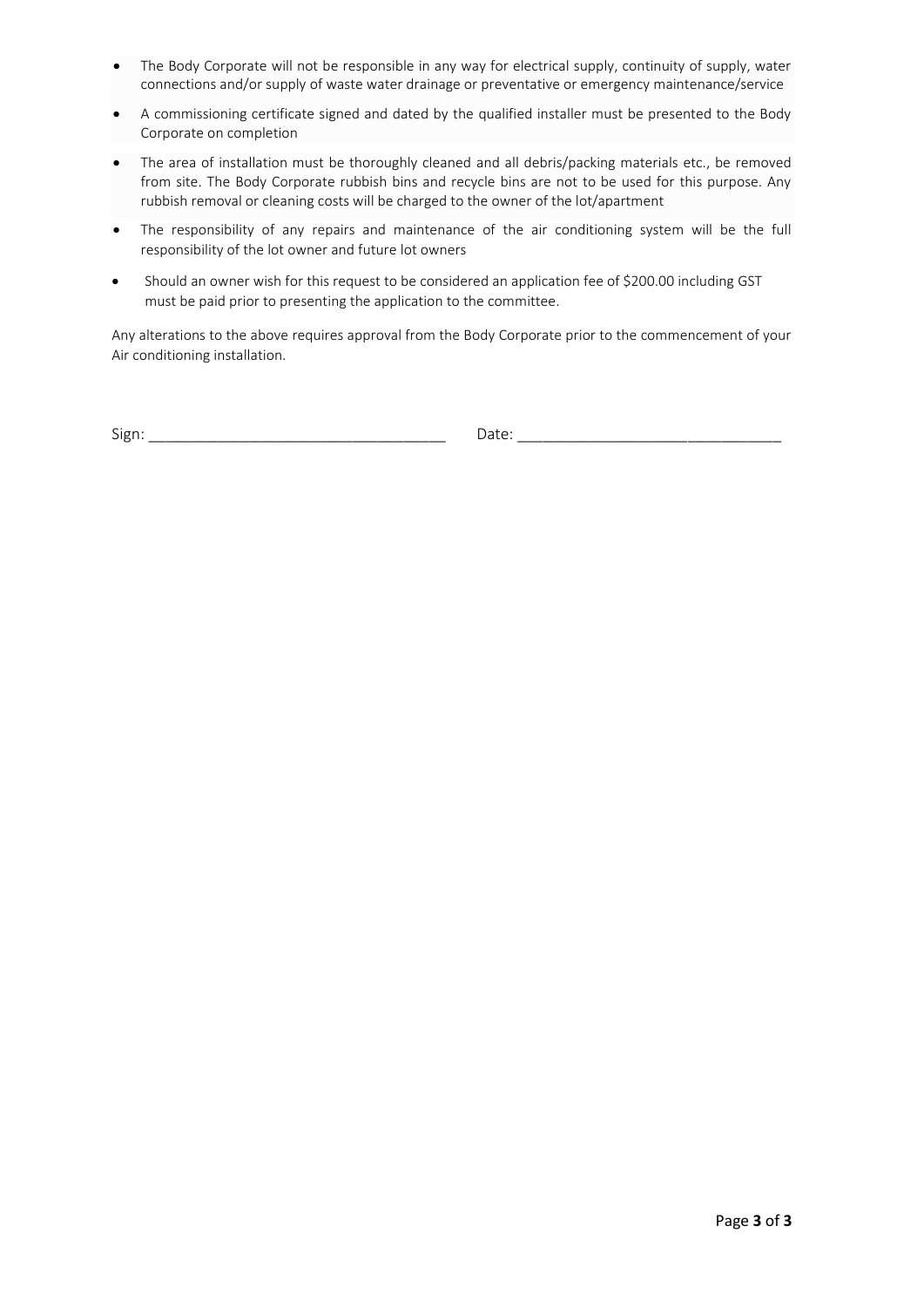- The Body Corporate will not be responsible in any way for electrical supply, continuity of supply, water connections and/or supply of waste water drainage or preventative or emergency maintenance/service
- A commissioning certificate signed and dated by the qualified installer must be presented to the Body Corporate on completion
- The area of installation must be thoroughly cleaned and all debris/packing materials etc., be removed from site. The Body Corporate rubbish bins and recycle bins are not to be used for this purpose. Any rubbish removal or cleaning costs will be charged to the owner of the lot/apartment
- The responsibility of any repairs and maintenance of the air conditioning system will be the full responsibility of the lot owner and future lot owners
- Should an owner wish for this request to be considered an application fee of $200.00 including GST must be paid prior to presenting the application to the committee.

Any alterations to the above requires approval from the Body Corporate prior to the commencement of your Air conditioning installation.

Sign: ____________________________________ Date: ________________________________